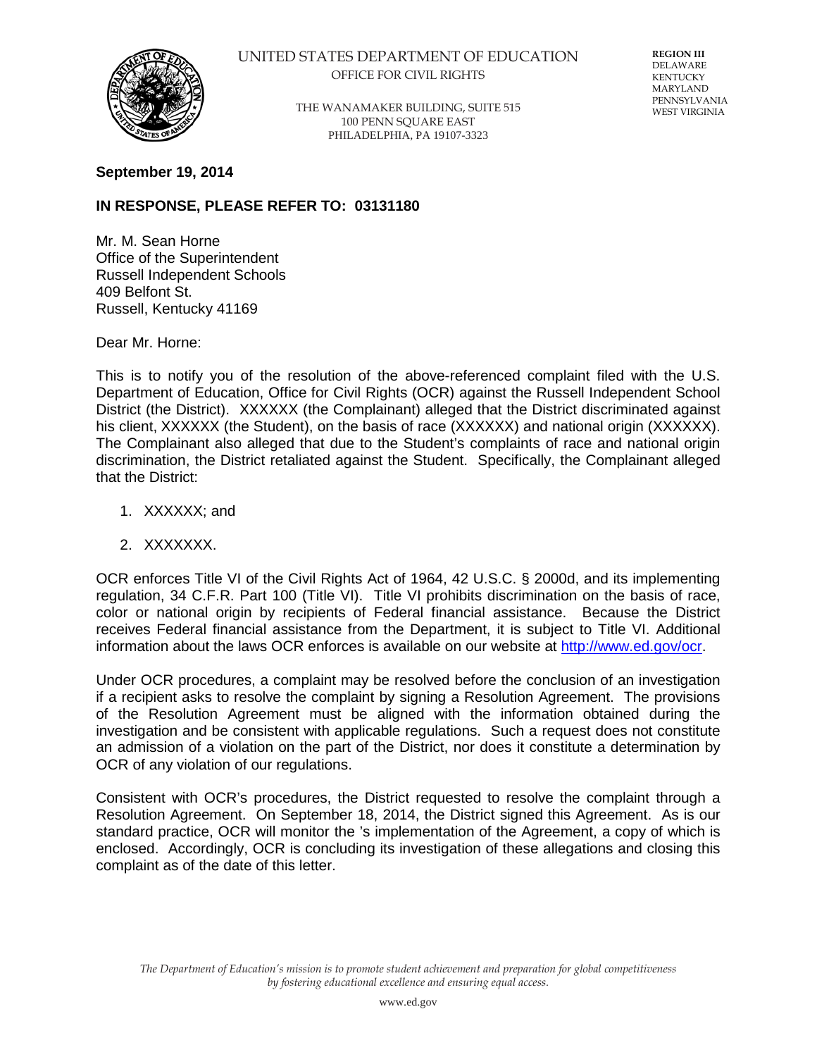UNITED STATES DEPARTMENT OF EDUCATION
OFFICE FOR CIVIL RIGHTS

THE WANAMAKER BUILDING, SUITE 515
100 PENN SQUARE EAST
PHILADELPHIA, PA 19107-3323

**REGION III**
DELAWARE
KENTUCKY
MARYLAND
PENNSYLVANIA
WEST VIRGINIA

**September 19, 2014**

**IN RESPONSE, PLEASE REFER TO: 03131180**

Mr. M. Sean Horne
Office of the Superintendent
Russell Independent Schools
409 Belfont St.
Russell, Kentucky 41169

Dear Mr. Horne:

This is to notify you of the resolution of the above-referenced complaint filed with the U.S. Department of Education, Office for Civil Rights (OCR) against the Russell Independent School District (the District). XXXXXX (the Complainant) alleged that the District discriminated against his client, XXXXXX (the Student), on the basis of race (XXXXXX) and national origin (XXXXXX). The Complainant also alleged that due to the Student's complaints of race and national origin discrimination, the District retaliated against the Student. Specifically, the Complainant alleged that the District:

1. XXXXXX; and
2. XXXXXXX.

OCR enforces Title VI of the Civil Rights Act of 1964, 42 U.S.C. § 2000d, and its implementing regulation, 34 C.F.R. Part 100 (Title VI). Title VI prohibits discrimination on the basis of race, color or national origin by recipients of Federal financial assistance. Because the District receives Federal financial assistance from the Department, it is subject to Title VI. Additional information about the laws OCR enforces is available on our website at http://www.ed.gov/ocr.

Under OCR procedures, a complaint may be resolved before the conclusion of an investigation if a recipient asks to resolve the complaint by signing a Resolution Agreement. The provisions of the Resolution Agreement must be aligned with the information obtained during the investigation and be consistent with applicable regulations. Such a request does not constitute an admission of a violation on the part of the District, nor does it constitute a determination by OCR of any violation of our regulations.

Consistent with OCR's procedures, the District requested to resolve the complaint through a Resolution Agreement. On September 18, 2014, the District signed this Agreement. As is our standard practice, OCR will monitor the 's implementation of the Agreement, a copy of which is enclosed. Accordingly, OCR is concluding its investigation of these allegations and closing this complaint as of the date of this letter.

*The Department of Education's mission is to promote student achievement and preparation for global competitiveness by fostering educational excellence and ensuring equal access.*

www.ed.gov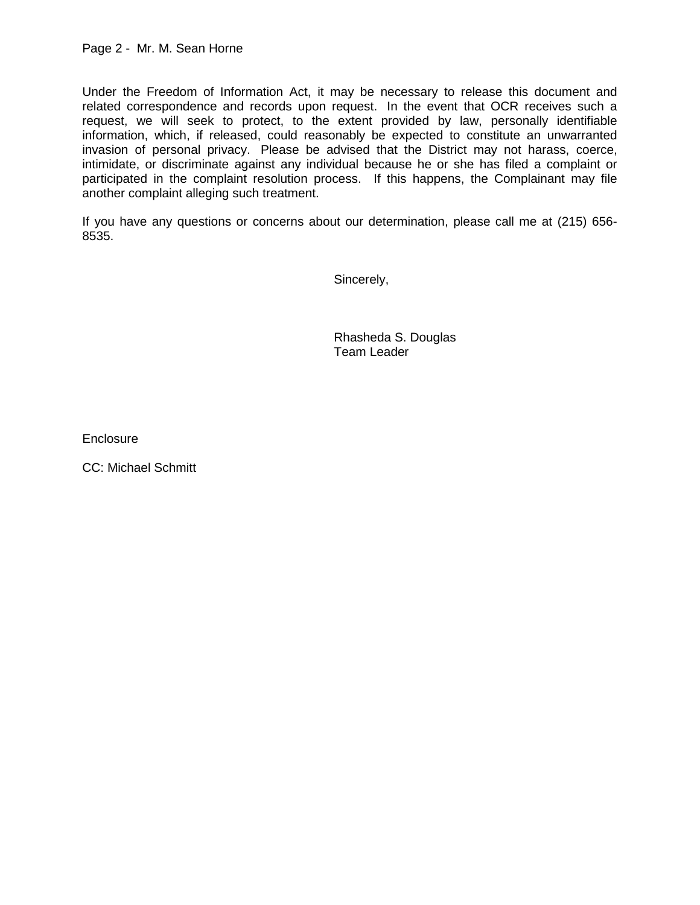Under the Freedom of Information Act, it may be necessary to release this document and related correspondence and records upon request. In the event that OCR receives such a request, we will seek to protect, to the extent provided by law, personally identifiable information, which, if released, could reasonably be expected to constitute an unwarranted invasion of personal privacy. Please be advised that the District may not harass, coerce, intimidate, or discriminate against any individual because he or she has filed a complaint or participated in the complaint resolution process. If this happens, the Complainant may file another complaint alleging such treatment.

If you have any questions or concerns about our determination, please call me at (215) 656-8535.

Sincerely,

Rhasheda S. Douglas
Team Leader

Enclosure

CC: Michael Schmitt